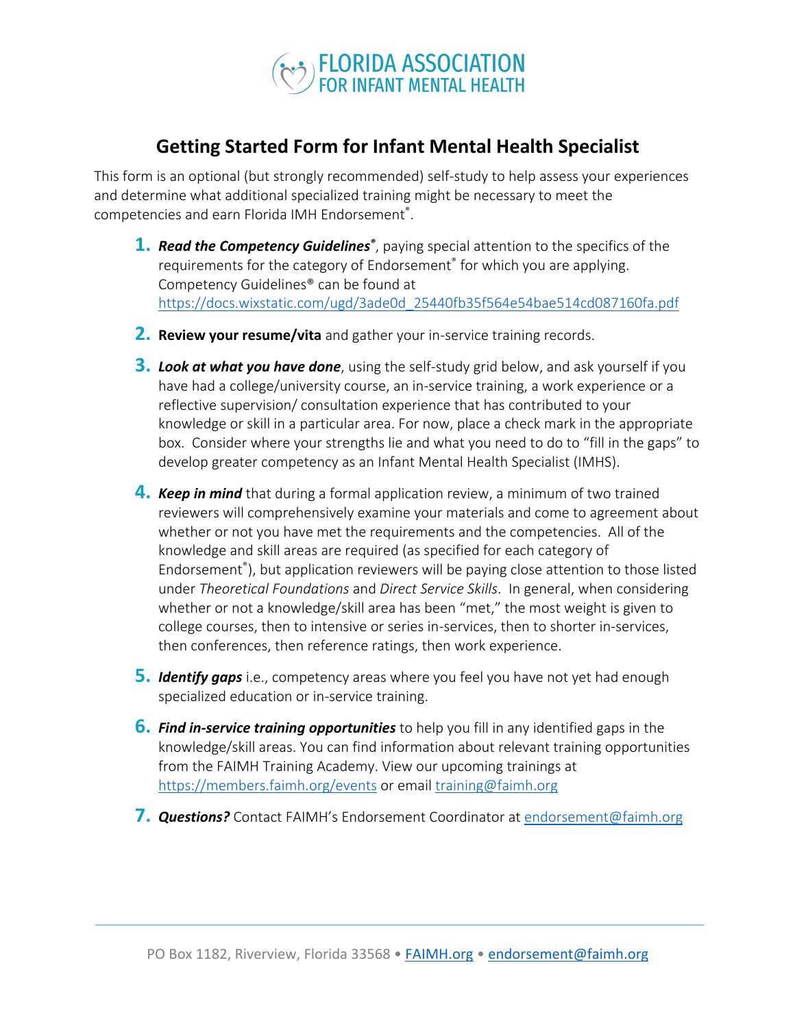FLORIDA ASSOCIATION FOR INFANT MENTAL HEALTH

# Getting Started Form for Infant Mental Health Specialist

This form is an optional (but strongly recommended) self-study to help assess your experiences and determine what additional specialized training might be necessary to meet the competencies and earn Florida IMH Endorsement®.

1. ***Read the Competency Guidelines®***, paying special attention to the specifics of the requirements for the category of Endorsement® for which you are applying. Competency Guidelines® can be found at https://docs.wixstatic.com/ugd/3ade0d_25440fb35f564e54bae514cd087160fa.pdf

2. **Review your resume/vita** and gather your in-service training records.

3. ***Look at what you have done***, using the self-study grid below, and ask yourself if you have had a college/university course, an in-service training, a work experience or a reflective supervision/ consultation experience that has contributed to your knowledge or skill in a particular area. For now, place a check mark in the appropriate box. Consider where your strengths lie and what you need to do to "fill in the gaps" to develop greater competency as an Infant Mental Health Specialist (IMHS).

4. ***Keep in mind*** that during a formal application review, a minimum of two trained reviewers will comprehensively examine your materials and come to agreement about whether or not you have met the requirements and the competencies. All of the knowledge and skill areas are required (as specified for each category of Endorsement®), but application reviewers will be paying close attention to those listed under *Theoretical Foundations* and *Direct Service Skills*. In general, when considering whether or not a knowledge/skill area has been "met," the most weight is given to college courses, then to intensive or series in-services, then to shorter in-services, then conferences, then reference ratings, then work experience.

5. ***Identify gaps*** i.e., competency areas where you feel you have not yet had enough specialized education or in-service training.

6. ***Find in-service training opportunities*** to help you fill in any identified gaps in the knowledge/skill areas. You can find information about relevant training opportunities from the FAIMH Training Academy. View our upcoming trainings at https://members.faimh.org/events or email training@faimh.org

7. ***Questions?*** Contact FAIMH's Endorsement Coordinator at endorsement@faimh.org

PO Box 1182, Riverview, Florida 33568 • FAIMH.org • endorsement@faimh.org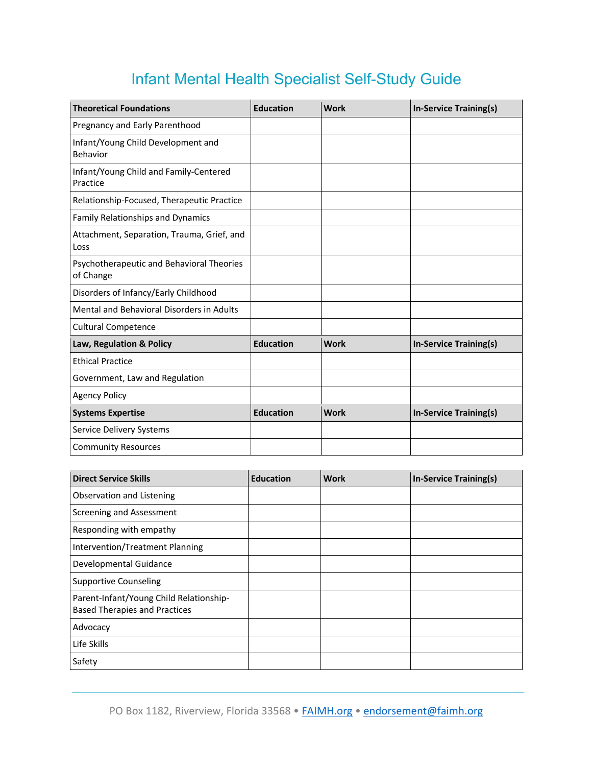# Infant Mental Health Specialist Self-Study Guide

| Theoretical Foundations | Education | Work | In-Service Training(s) |
|---|---|---|---|
| Pregnancy and Early Parenthood | | | |
| Infant/Young Child Development and Behavior | | | |
| Infant/Young Child and Family-Centered Practice | | | |
| Relationship-Focused, Therapeutic Practice | | | |
| Family Relationships and Dynamics | | | |
| Attachment, Separation, Trauma, Grief, and Loss | | | |
| Psychotherapeutic and Behavioral Theories of Change | | | |
| Disorders of Infancy/Early Childhood | | | |
| Mental and Behavioral Disorders in Adults | | | |
| Cultural Competence | | | |
| **Law, Regulation & Policy** | **Education** | **Work** | **In-Service Training(s)** |
| Ethical Practice | | | |
| Government, Law and Regulation | | | |
| Agency Policy | | | |
| **Systems Expertise** | **Education** | **Work** | **In-Service Training(s)** |
| Service Delivery Systems | | | |
| Community Resources | | | |

| Direct Service Skills | Education | Work | In-Service Training(s) |
|---|---|---|---|
| Observation and Listening | | | |
| Screening and Assessment | | | |
| Responding with empathy | | | |
| Intervention/Treatment Planning | | | |
| Developmental Guidance | | | |
| Supportive Counseling | | | |
| Parent-Infant/Young Child Relationship-Based Therapies and Practices | | | |
| Advocacy | | | |
| Life Skills | | | |
| Safety | | | |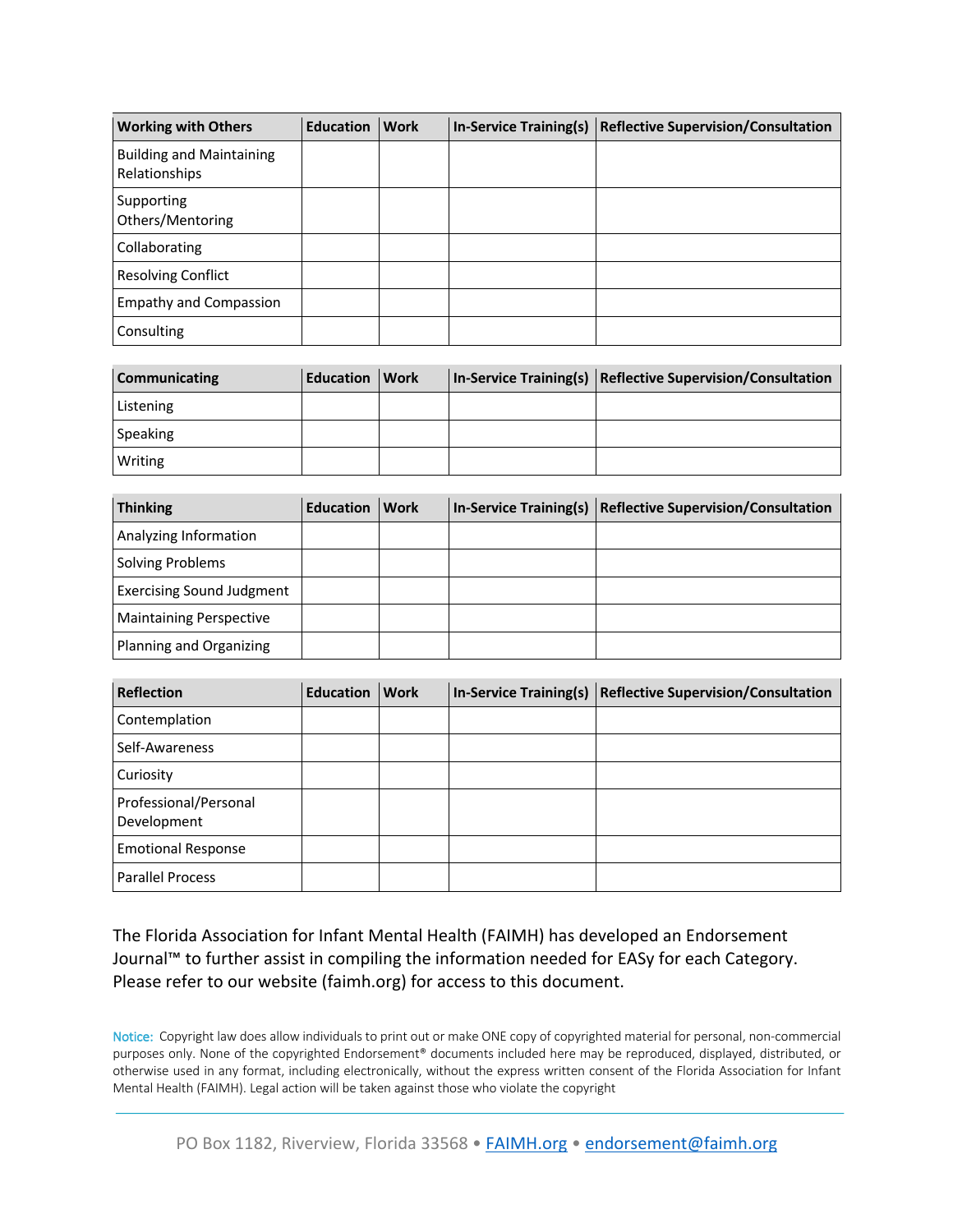| Working with Others | Education | Work | In-Service Training(s) | Reflective Supervision/Consultation |
|---|---|---|---|---|
| Building and Maintaining Relationships | | | | |
| Supporting Others/Mentoring | | | | |
| Collaborating | | | | |
| Resolving Conflict | | | | |
| Empathy and Compassion | | | | |
| Consulting | | | | |

| Communicating | Education | Work | In-Service Training(s) | Reflective Supervision/Consultation |
|---|---|---|---|---|
| Listening | | | | |
| Speaking | | | | |
| Writing | | | | |

| Thinking | Education | Work | In-Service Training(s) | Reflective Supervision/Consultation |
|---|---|---|---|---|
| Analyzing Information | | | | |
| Solving Problems | | | | |
| Exercising Sound Judgment | | | | |
| Maintaining Perspective | | | | |
| Planning and Organizing | | | | |

| Reflection | Education | Work | In-Service Training(s) | Reflective Supervision/Consultation |
|---|---|---|---|---|
| Contemplation | | | | |
| Self-Awareness | | | | |
| Curiosity | | | | |
| Professional/Personal Development | | | | |
| Emotional Response | | | | |
| Parallel Process | | | | |

The Florida Association for Infant Mental Health (FAIMH) has developed an Endorsement Journal™ to further assist in compiling the information needed for EASy for each Category. Please refer to our website (faimh.org) for access to this document.

Notice: Copyright law does allow individuals to print out or make ONE copy of copyrighted material for personal, non-commercial purposes only. None of the copyrighted Endorsement® documents included here may be reproduced, displayed, distributed, or otherwise used in any format, including electronically, without the express written consent of the Florida Association for Infant Mental Health (FAIMH). Legal action will be taken against those who violate the copyright

PO Box 1182, Riverview, Florida 33568 • FAIMH.org • endorsement@faimh.org